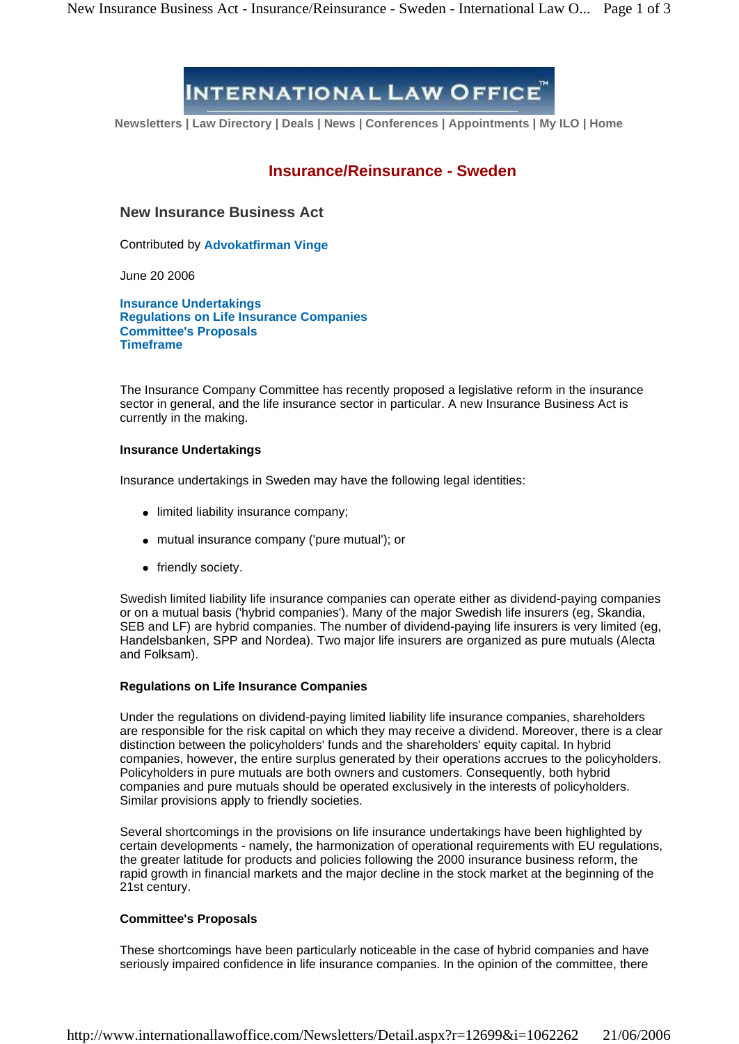# Insurance/Reinsurance - Sweden

## New Insurance Business Act

Contributed by **Advokatfirman Vinge**

June 20 2006

**Insurance Undertakings**
**Regulations on Life Insurance Companies**
**Committee's Proposals**
**Timeframe**

The Insurance Company Committee has recently proposed a legislative reform in the insurance sector in general, and the life insurance sector in particular. A new Insurance Business Act is currently in the making.

### Insurance Undertakings

Insurance undertakings in Sweden may have the following legal identities:

- limited liability insurance company;
- mutual insurance company ('pure mutual'); or
- friendly society.

Swedish limited liability life insurance companies can operate either as dividend-paying companies or on a mutual basis ('hybrid companies'). Many of the major Swedish life insurers (eg, Skandia, SEB and LF) are hybrid companies. The number of dividend-paying life insurers is very limited (eg, Handelsbanken, SPP and Nordea). Two major life insurers are organized as pure mutuals (Alecta and Folksam).

### Regulations on Life Insurance Companies

Under the regulations on dividend-paying limited liability life insurance companies, shareholders are responsible for the risk capital on which they may receive a dividend. Moreover, there is a clear distinction between the policyholders' funds and the shareholders' equity capital. In hybrid companies, however, the entire surplus generated by their operations accrues to the policyholders. Policyholders in pure mutuals are both owners and customers. Consequently, both hybrid companies and pure mutuals should be operated exclusively in the interests of policyholders. Similar provisions apply to friendly societies.

Several shortcomings in the provisions on life insurance undertakings have been highlighted by certain developments - namely, the harmonization of operational requirements with EU regulations, the greater latitude for products and policies following the 2000 insurance business reform, the rapid growth in financial markets and the major decline in the stock market at the beginning of the 21st century.

### Committee's Proposals

These shortcomings have been particularly noticeable in the case of hybrid companies and have seriously impaired confidence in life insurance companies. In the opinion of the committee, there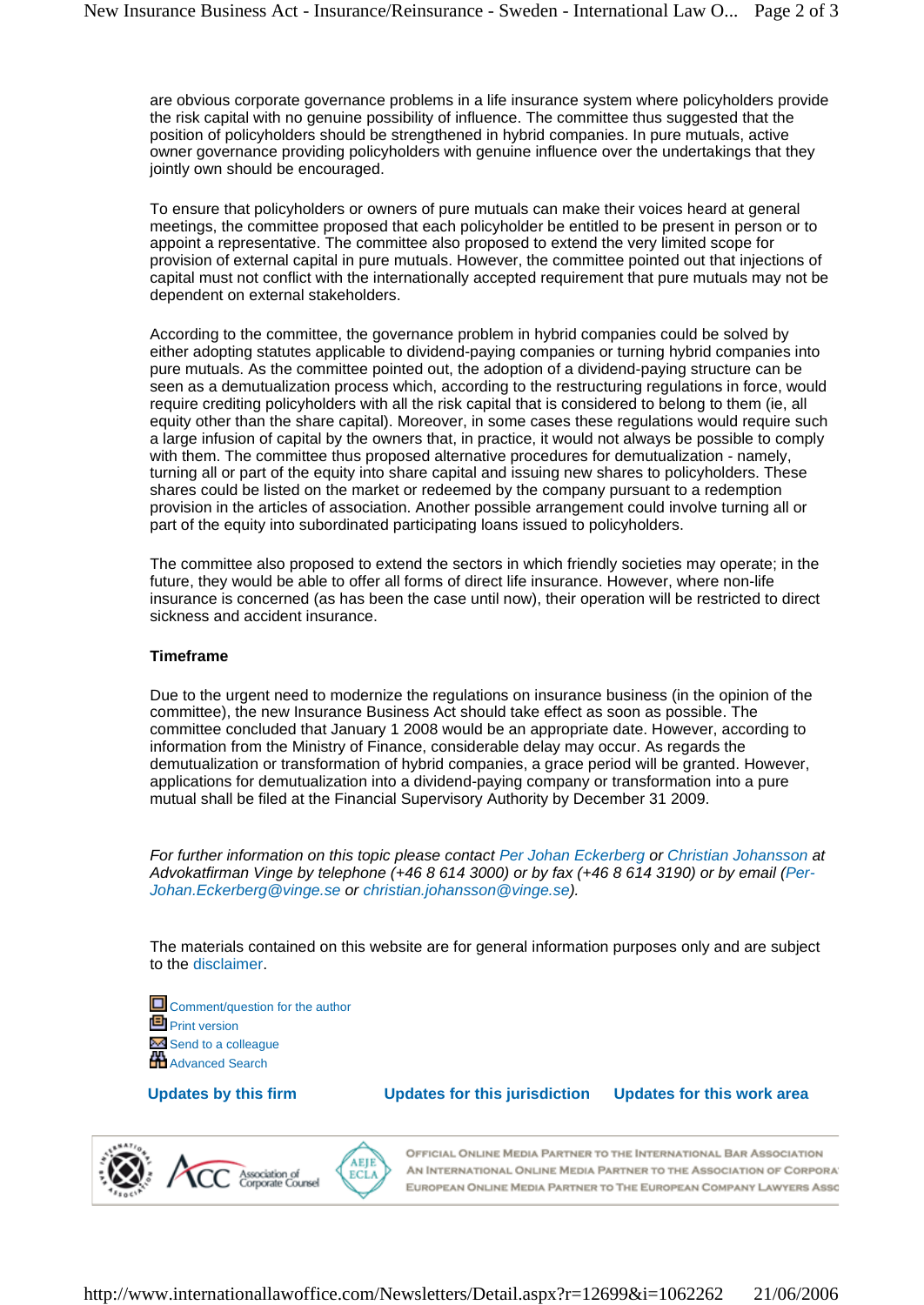are obvious corporate governance problems in a life insurance system where policyholders provide the risk capital with no genuine possibility of influence. The committee thus suggested that the position of policyholders should be strengthened in hybrid companies. In pure mutuals, active owner governance providing policyholders with genuine influence over the undertakings that they jointly own should be encouraged.

To ensure that policyholders or owners of pure mutuals can make their voices heard at general meetings, the committee proposed that each policyholder be entitled to be present in person or to appoint a representative. The committee also proposed to extend the very limited scope for provision of external capital in pure mutuals. However, the committee pointed out that injections of capital must not conflict with the internationally accepted requirement that pure mutuals may not be dependent on external stakeholders.

According to the committee, the governance problem in hybrid companies could be solved by either adopting statutes applicable to dividend-paying companies or turning hybrid companies into pure mutuals. As the committee pointed out, the adoption of a dividend-paying structure can be seen as a demutualization process which, according to the restructuring regulations in force, would require crediting policyholders with all the risk capital that is considered to belong to them (ie, all equity other than the share capital). Moreover, in some cases these regulations would require such a large infusion of capital by the owners that, in practice, it would not always be possible to comply with them. The committee thus proposed alternative procedures for demutualization - namely, turning all or part of the equity into share capital and issuing new shares to policyholders. These shares could be listed on the market or redeemed by the company pursuant to a redemption provision in the articles of association. Another possible arrangement could involve turning all or part of the equity into subordinated participating loans issued to policyholders.

The committee also proposed to extend the sectors in which friendly societies may operate; in the future, they would be able to offer all forms of direct life insurance. However, where non-life insurance is concerned (as has been the case until now), their operation will be restricted to direct sickness and accident insurance.

**Timeframe**

Due to the urgent need to modernize the regulations on insurance business (in the opinion of the committee), the new Insurance Business Act should take effect as soon as possible. The committee concluded that January 1 2008 would be an appropriate date. However, according to information from the Ministry of Finance, considerable delay may occur. As regards the demutualization or transformation of hybrid companies, a grace period will be granted. However, applications for demutualization into a dividend-paying company or transformation into a pure mutual shall be filed at the Financial Supervisory Authority by December 31 2009.

*For further information on this topic please contact Per Johan Eckerberg or Christian Johansson at Advokatfirman Vinge by telephone (+46 8 614 3000) or by fax (+46 8 614 3190) or by email (Per-Johan.Eckerberg@vinge.se or christian.johansson@vinge.se).*

The materials contained on this website are for general information purposes only and are subject to the disclaimer.

Comment/question for the author
Print version
Send to a colleague
Advanced Search

**Updates by this firm** **Updates for this jurisdiction** **Updates for this work area**

OFFICIAL ONLINE MEDIA PARTNER TO THE INTERNATIONAL BAR ASSOCIATION
AN INTERNATIONAL ONLINE MEDIA PARTNER TO THE ASSOCIATION OF CORPORA
EUROPEAN ONLINE MEDIA PARTNER TO THE EUROPEAN COMPANY LAWYERS ASSO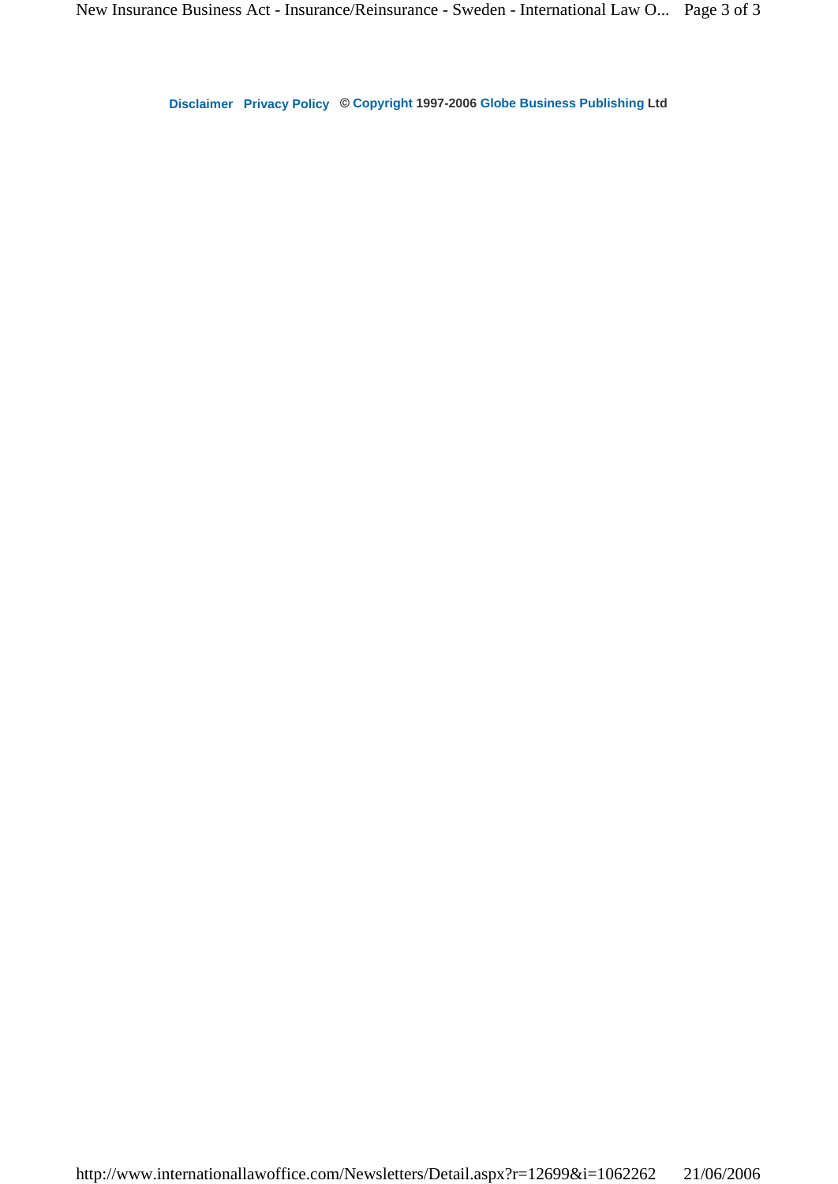Disclaimer Privacy Policy © Copyright 1997-2006 Globe Business Publishing Ltd